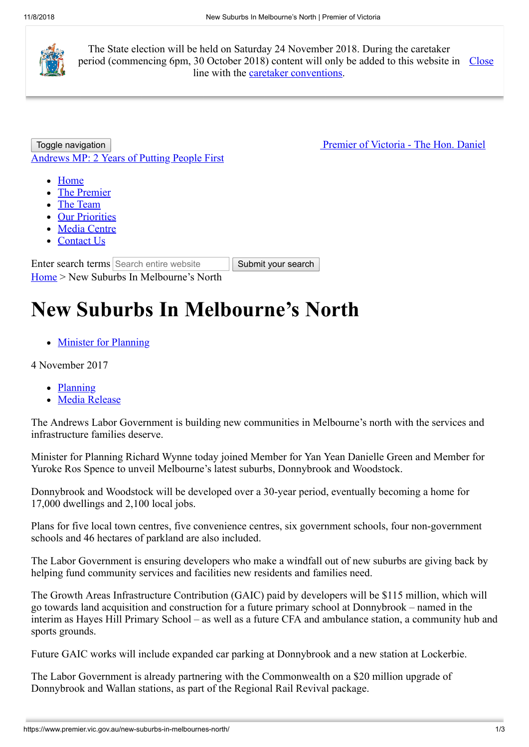The State election will be held on Saturday 24 November 2018. During the caretaker period (commencing 6pm, 30 October 2018) content will only be added to this website in line with the caretaker conventions. Close

Toggle navigation

Premier of Victoria - The Hon. Daniel Andrews MP: 2 Years of Putting People First

- Home
- The Premier
- The Team
- Our Priorities
- Media Centre
- Contact Us

Enter search terms Search entire website Submit your search

Home > New Suburbs In Melbourne's North

# New Suburbs In Melbourne's North

- Minister for Planning

4 November 2017

- Planning
- Media Release

The Andrews Labor Government is building new communities in Melbourne's north with the services and infrastructure families deserve.

Minister for Planning Richard Wynne today joined Member for Yan Yean Danielle Green and Member for Yuroke Ros Spence to unveil Melbourne's latest suburbs, Donnybrook and Woodstock.

Donnybrook and Woodstock will be developed over a 30-year period, eventually becoming a home for 17,000 dwellings and 2,100 local jobs.

Plans for five local town centres, five convenience centres, six government schools, four non-government schools and 46 hectares of parkland are also included.

The Labor Government is ensuring developers who make a windfall out of new suburbs are giving back by helping fund community services and facilities new residents and families need.

The Growth Areas Infrastructure Contribution (GAIC) paid by developers will be $115 million, which will go towards land acquisition and construction for a future primary school at Donnybrook – named in the interim as Hayes Hill Primary School – as well as a future CFA and ambulance station, a community hub and sports grounds.

Future GAIC works will include expanded car parking at Donnybrook and a new station at Lockerbie.

The Labor Government is already partnering with the Commonwealth on a $20 million upgrade of Donnybrook and Wallan stations, as part of the Regional Rail Revival package.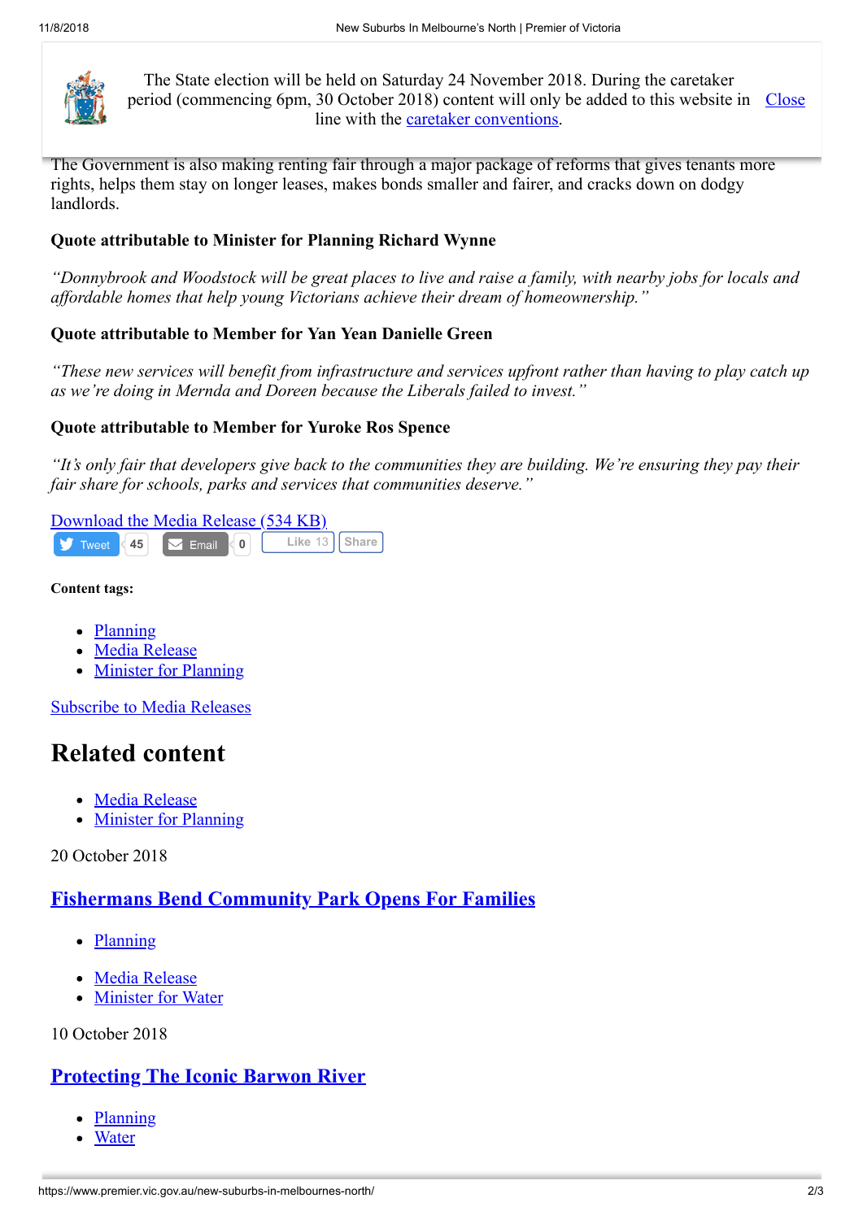The State election will be held on Saturday 24 November 2018. During the caretaker period (commencing 6pm, 30 October 2018) content will only be added to this website in line with the caretaker conventions. Close

The Government is also making renting fair through a major package of reforms that gives tenants more rights, helps them stay on longer leases, makes bonds smaller and fairer, and cracks down on dodgy landlords.

**Quote attributable to Minister for Planning Richard Wynne**

*"Donnybrook and Woodstock will be great places to live and raise a family, with nearby jobs for locals and affordable homes that help young Victorians achieve their dream of homeownership."*

**Quote attributable to Member for Yan Yean Danielle Green**

*"These new services will benefit from infrastructure and services upfront rather than having to play catch up as we're doing in Mernda and Doreen because the Liberals failed to invest."*

**Quote attributable to Member for Yuroke Ros Spence**

*"It's only fair that developers give back to the communities they are building. We're ensuring they pay their fair share for schools, parks and services that communities deserve."*

Download the Media Release (534 KB)

Tweet 45 Email 0 Like 13 Share

**Content tags:**

- Planning
- Media Release
- Minister for Planning

Subscribe to Media Releases

## Related content

- Media Release
- Minister for Planning

20 October 2018

### Fishermans Bend Community Park Opens For Families

- Planning
- Media Release
- Minister for Water

10 October 2018

### Protecting The Iconic Barwon River

- Planning
- Water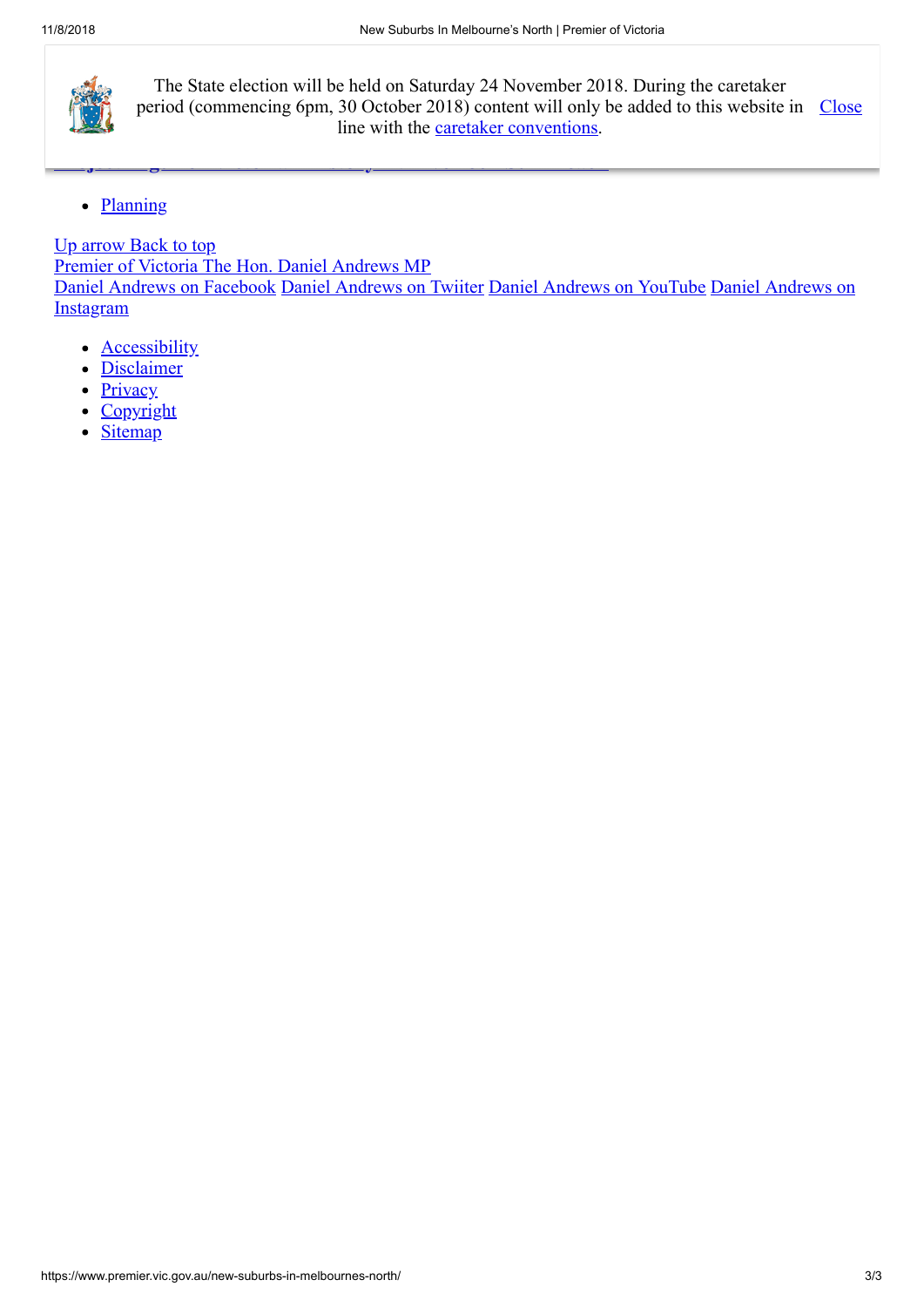The State election will be held on Saturday 24 November 2018. During the caretaker period (commencing 6pm, 30 October 2018) content will only be added to this website in line with the caretaker conventions. Close

- Planning

Up arrow Back to top
Premier of Victoria The Hon. Daniel Andrews MP
Daniel Andrews on Facebook Daniel Andrews on Twiiter Daniel Andrews on YouTube Daniel Andrews on Instagram

- Accessibility
- Disclaimer
- Privacy
- Copyright
- Sitemap